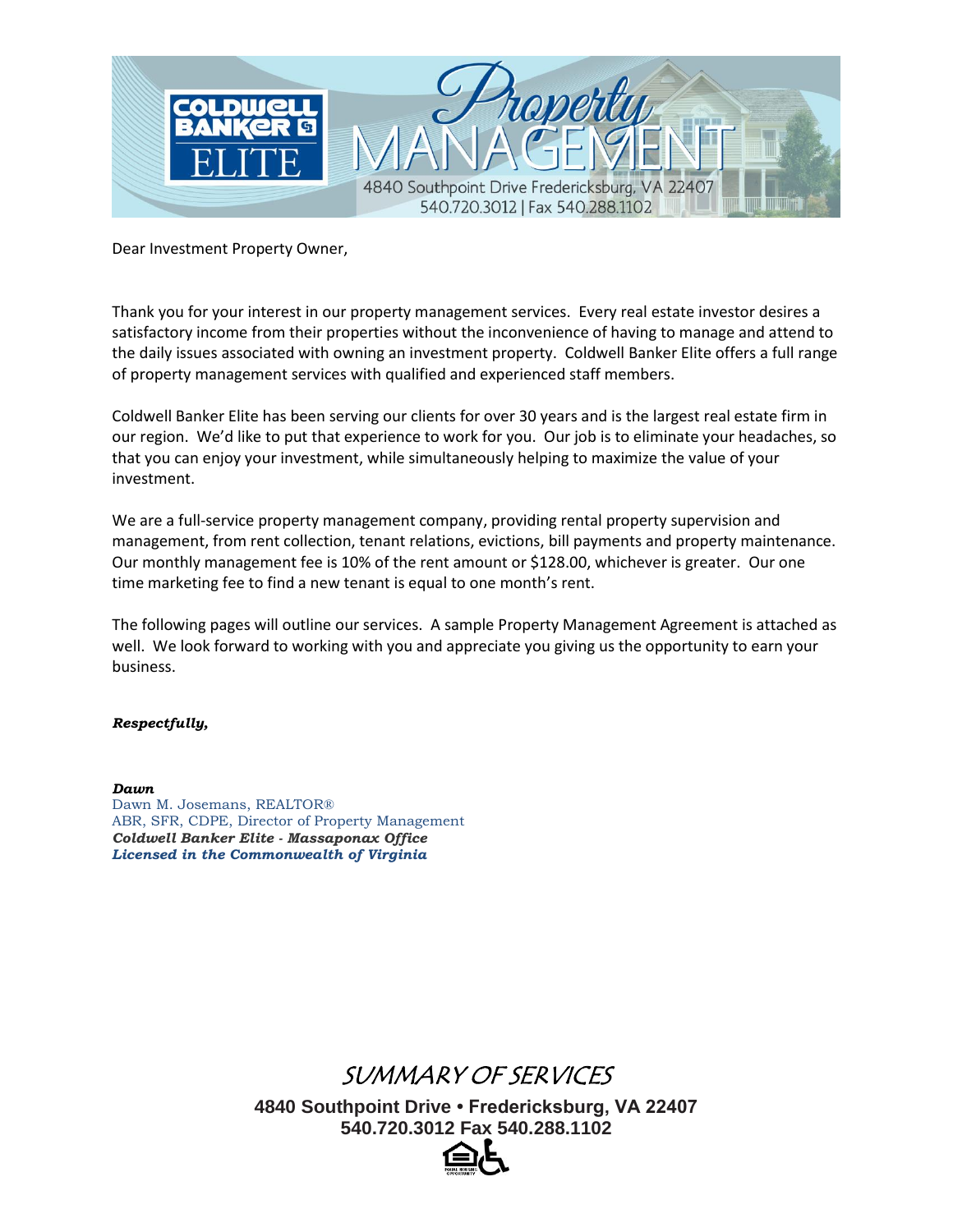# COLDWELL BANKER ELITE — Property MANAGEMENT

4840 Southpoint Drive Fredericksburg, VA 22407
540.720.3012 | Fax 540.288.1102

Dear Investment Property Owner,

Thank you for your interest in our property management services. Every real estate investor desires a satisfactory income from their properties without the inconvenience of having to manage and attend to the daily issues associated with owning an investment property. Coldwell Banker Elite offers a full range of property management services with qualified and experienced staff members.

Coldwell Banker Elite has been serving our clients for over 30 years and is the largest real estate firm in our region. We'd like to put that experience to work for you. Our job is to eliminate your headaches, so that you can enjoy your investment, while simultaneously helping to maximize the value of your investment.

We are a full-service property management company, providing rental property supervision and management, from rent collection, tenant relations, evictions, bill payments and property maintenance. Our monthly management fee is 10% of the rent amount or $128.00, whichever is greater. Our one time marketing fee to find a new tenant is equal to one month's rent.

The following pages will outline our services. A sample Property Management Agreement is attached as well. We look forward to working with you and appreciate you giving us the opportunity to earn your business.

***Respectfully,***

***Dawn***
Dawn M. Josemans, REALTOR®
ABR, SFR, CDPE, Director of Property Management
***Coldwell Banker Elite - Massaponax Office***
***Licensed in the Commonwealth of Virginia***

## SUMMARY OF SERVICES

**4840 Southpoint Drive • Fredericksburg, VA 22407**
**540.720.3012 Fax 540.288.1102**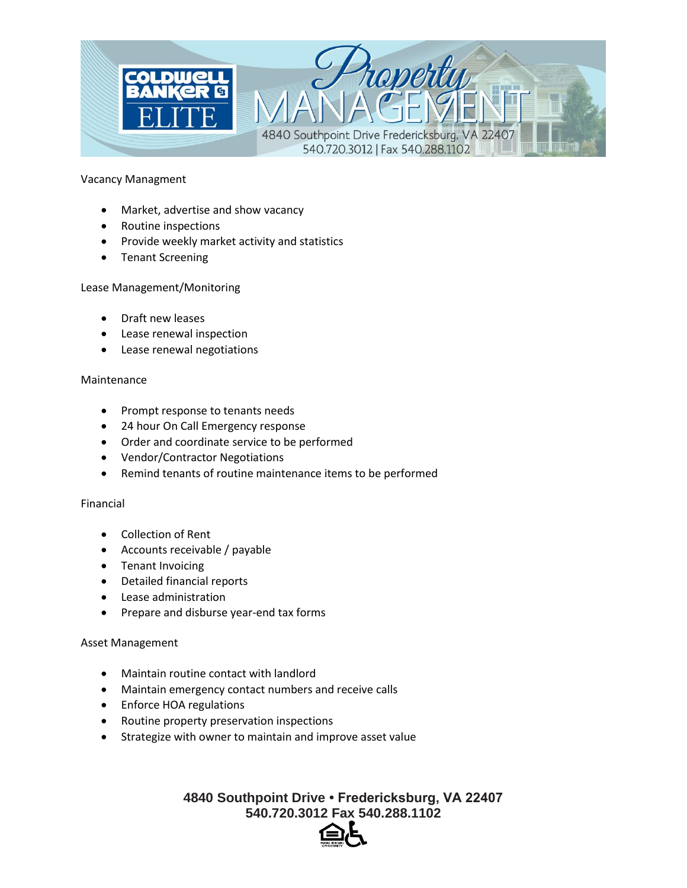Vacancy Managment

- Market, advertise and show vacancy
- Routine inspections
- Provide weekly market activity and statistics
- Tenant Screening

Lease Management/Monitoring

- Draft new leases
- Lease renewal inspection
- Lease renewal negotiations

Maintenance

- Prompt response to tenants needs
- 24 hour On Call Emergency response
- Order and coordinate service to be performed
- Vendor/Contractor Negotiations
- Remind tenants of routine maintenance items to be performed

Financial

- Collection of Rent
- Accounts receivable / payable
- Tenant Invoicing
- Detailed financial reports
- Lease administration
- Prepare and disburse year-end tax forms

Asset Management

- Maintain routine contact with landlord
- Maintain emergency contact numbers and receive calls
- Enforce HOA regulations
- Routine property preservation inspections
- Strategize with owner to maintain and improve asset value

**4840 Southpoint Drive • Fredericksburg, VA 22407**
**540.720.3012 Fax 540.288.1102**